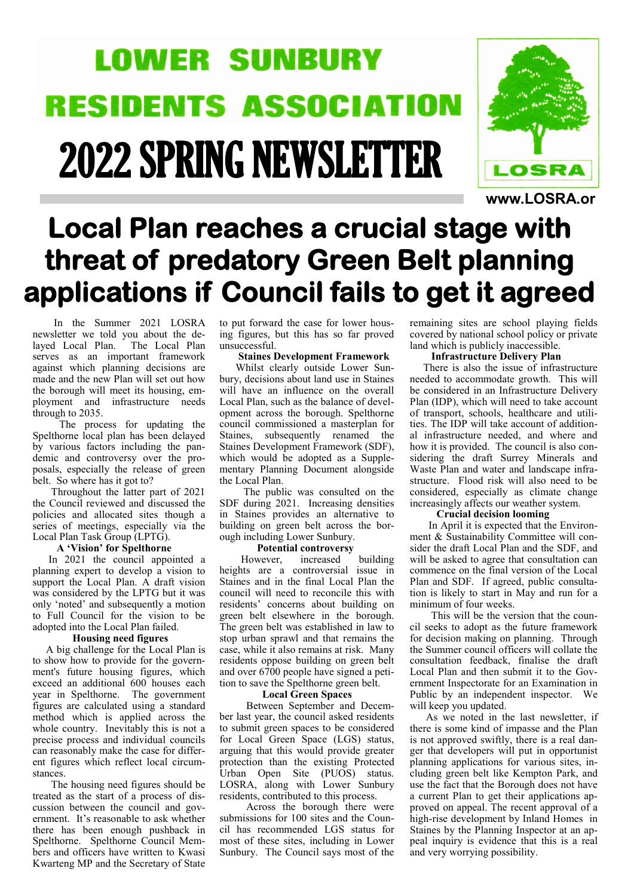# LOWER SUNBURY RESIDENTS ASSOCIATION

# 2022 SPRING NEWSLETTER

LOSRA

www.LOSRA.or

# Local Plan reaches a crucial stage with threat of predatory Green Belt planning applications if Council fails to get it agreed

In the Summer 2021 LOSRA newsletter we told you about the delayed Local Plan. The Local Plan serves as an important framework against which planning decisions are made and the new Plan will set out how the borough will meet its housing, employment and infrastructure needs through to 2035.

The process for updating the Spelthorne local plan has been delayed by various factors including the pandemic and controversy over the proposals, especially the release of green belt. So where has it got to?

Throughout the latter part of 2021 the Council reviewed and discussed the policies and allocated sites though a series of meetings, especially via the Local Plan Task Group (LPTG).

### A 'Vision' for Spelthorne

In 2021 the council appointed a planning expert to develop a vision to support the Local Plan. A draft vision was considered by the LPTG but it was only 'noted' and subsequently a motion to Full Council for the vision to be adopted into the Local Plan failed.

### Housing need figures

A big challenge for the Local Plan is to show how to provide for the government's future housing figures, which exceed an additional 600 houses each year in Spelthorne. The government figures are calculated using a standard method which is applied across the whole country. Inevitably this is not a precise process and individual councils can reasonably make the case for different figures which reflect local circumstances.

The housing need figures should be treated as the start of a process of discussion between the council and government. It's reasonable to ask whether there has been enough pushback in Spelthorne. Spelthorne Council Members and officers have written to Kwasi Kwarteng MP and the Secretary of State to put forward the case for lower housing figures, but this has so far proved unsuccessful.

### Staines Development Framework

Whilst clearly outside Lower Sunbury, decisions about land use in Staines will have an influence on the overall Local Plan, such as the balance of development across the borough. Spelthorne council commissioned a masterplan for Staines, subsequently renamed the Staines Development Framework (SDF), which would be adopted as a Supplementary Planning Document alongside the Local Plan.

The public was consulted on the SDF during 2021. Increasing densities in Staines provides an alternative to building on green belt across the borough including Lower Sunbury.

### Potential controversy

However, increased building heights are a controversial issue in Staines and in the final Local Plan the council will need to reconcile this with residents' concerns about building on green belt elsewhere in the borough. The green belt was established in law to stop urban sprawl and that remains the case, while it also remains at risk. Many residents oppose building on green belt and over 6700 people have signed a petition to save the Spelthorne green belt.

### Local Green Spaces

Between September and December last year, the council asked residents to submit green spaces to be considered for Local Green Space (LGS) status, arguing that this would provide greater protection than the existing Protected Urban Open Site (PUOS) status. LOSRA, along with Lower Sunbury residents, contributed to this process.

Across the borough there were submissions for 100 sites and the Council has recommended LGS status for most of these sites, including in Lower Sunbury. The Council says most of the remaining sites are school playing fields covered by national school policy or private land which is publicly inaccessible.

### Infrastructure Delivery Plan

There is also the issue of infrastructure needed to accommodate growth. This will be considered in an Infrastructure Delivery Plan (IDP), which will need to take account of transport, schools, healthcare and utilities. The IDP will take account of additional infrastructure needed, and where and how it is provided. The council is also considering the draft Surrey Minerals and Waste Plan and water and landscape infrastructure. Flood risk will also need to be considered, especially as climate change increasingly affects our weather system.

### Crucial decision looming

In April it is expected that the Environment & Sustainability Committee will consider the draft Local Plan and the SDF, and will be asked to agree that consultation can commence on the final version of the Local Plan and SDF. If agreed, public consultation is likely to start in May and run for a minimum of four weeks.

This will be the version that the council seeks to adopt as the future framework for decision making on planning. Through the Summer council officers will collate the consultation feedback, finalise the draft Local Plan and then submit it to the Government Inspectorate for an Examination in Public by an independent inspector. We will keep you updated.

As we noted in the last newsletter, if there is some kind of impasse and the Plan is not approved swiftly, there is a real danger that developers will put in opportunist planning applications for various sites, including green belt like Kempton Park, and use the fact that the Borough does not have a current Plan to get their applications approved on appeal. The recent approval of a high-rise development by Inland Homes in Staines by the Planning Inspector at an appeal inquiry is evidence that this is a real and very worrying possibility.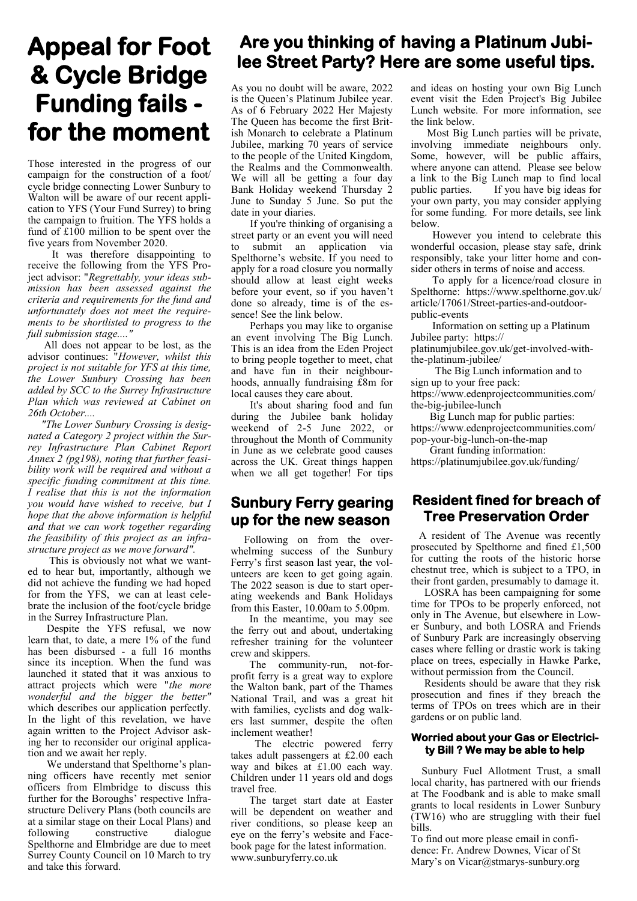# Appeal for Foot & Cycle Bridge Funding fails - for the moment

Those interested in the progress of our campaign for the construction of a foot/cycle bridge connecting Lower Sunbury to Walton will be aware of our recent application to YFS (Your Fund Surrey) to bring the campaign to fruition. The YFS holds a fund of £100 million to be spent over the five years from November 2020.

It was therefore disappointing to receive the following from the YFS Project advisor: "*Regrettably, your ideas submission has been assessed against the criteria and requirements for the fund and unfortunately does not meet the requirements to be shortlisted to progress to the full submission stage....*"

All does not appear to be lost, as the advisor continues: "*However, whilst this project is not suitable for YFS at this time, the Lower Sunbury Crossing has been added by SCC to the Surrey Infrastructure Plan which was reviewed at Cabinet on 26th October....*

*"The Lower Sunbury Crossing is designated a Category 2 project within the Surrey Infrastructure Plan Cabinet Report Annex 2 (pg198), noting that further feasibility work will be required and without a specific funding commitment at this time. I realise that this is not the information you would have wished to receive, but I hope that the above information is helpful and that we can work together regarding the feasibility of this project as an infrastructure project as we move forward".*

This is obviously not what we wanted to hear but, importantly, although we did not achieve the funding we had hoped for from the YFS, we can at least celebrate the inclusion of the foot/cycle bridge in the Surrey Infrastructure Plan.

Despite the YFS refusal, we now learn that, to date, a mere 1% of the fund has been disbursed - a full 16 months since its inception. When the fund was launched it stated that it was anxious to attract projects which were "*the more wonderful and the bigger the better"* which describes our application perfectly. In the light of this revelation, we have again written to the Project Advisor asking her to reconsider our original application and we await her reply.

We understand that Spelthorne's planning officers have recently met senior officers from Elmbridge to discuss this further for the Boroughs' respective Infrastructure Delivery Plans (both councils are at a similar stage on their Local Plans) and following constructive dialogue Spelthorne and Elmbridge are due to meet Surrey County Council on 10 March to try and take this forward.

# Are you thinking of having a Platinum Jubilee Street Party? Here are some useful tips.

As you no doubt will be aware, 2022 is the Queen's Platinum Jubilee year. As of 6 February 2022 Her Majesty The Queen has become the first British Monarch to celebrate a Platinum Jubilee, marking 70 years of service to the people of the United Kingdom, the Realms and the Commonwealth. We will all be getting a four day Bank Holiday weekend Thursday 2 June to Sunday 5 June. So put the date in your diaries.

If you're thinking of organising a street party or an event you will need to submit an application via Spelthorne's website. If you need to apply for a road closure you normally should allow at least eight weeks before your event, so if you haven't done so already, time is of the essence! See the link below.

Perhaps you may like to organise an event involving The Big Lunch. This is an idea from the Eden Project to bring people together to meet, chat and have fun in their neighbourhoods, annually fundraising £8m for local causes they care about.

It's about sharing food and fun during the Jubilee bank holiday weekend of 2-5 June 2022, or throughout the Month of Community in June as we celebrate good causes across the UK. Great things happen when we all get together! For tips and ideas on hosting your own Big Lunch event visit the Eden Project's Big Jubilee Lunch website. For more information, see the link below.

Most Big Lunch parties will be private, involving immediate neighbours only. Some, however, will be public affairs, where anyone can attend. Please see below a link to the Big Lunch map to find local public parties. If you have big ideas for your own party, you may consider applying for some funding. For more details, see link below.

However you intend to celebrate this wonderful occasion, please stay safe, drink responsibly, take your litter home and consider others in terms of noise and access.

To apply for a licence/road closure in Spelthorne: https://www.spelthorne.gov.uk/article/17061/Street-parties-and-outdoor-public-events

Information on setting up a Platinum Jubilee party: https://platinumjubilee.gov.uk/get-involved-with-the-platinum-jubilee/

The Big Lunch information and to sign up to your free pack: https://www.edenprojectcommunities.com/the-big-jubilee-lunch

Big Lunch map for public parties: https://www.edenprojectcommunities.com/pop-your-big-lunch-on-the-map

Grant funding information: https://platinumjubilee.gov.uk/funding/

## Sunbury Ferry gearing up for the new season

Following on from the overwhelming success of the Sunbury Ferry's first season last year, the volunteers are keen to get going again. The 2022 season is due to start operating weekends and Bank Holidays from this Easter, 10.00am to 5.00pm.

In the meantime, you may see the ferry out and about, undertaking refresher training for the volunteer crew and skippers.

The community-run, not-for-profit ferry is a great way to explore the Walton bank, part of the Thames National Trail, and was a great hit with families, cyclists and dog walkers last summer, despite the often inclement weather!

The electric powered ferry takes adult passengers at £2.00 each way and bikes at £1.00 each way. Children under 11 years old and dogs travel free.

The target start date at Easter will be dependent on weather and river conditions, so please keep an eye on the ferry's website and Facebook page for the latest information. www.sunburyferry.co.uk

## Resident fined for breach of Tree Preservation Order

A resident of The Avenue was recently prosecuted by Spelthorne and fined £1,500 for cutting the roots of the historic horse chestnut tree, which is subject to a TPO, in their front garden, presumably to damage it.

LOSRA has been campaigning for some time for TPOs to be properly enforced, not only in The Avenue, but elsewhere in Lower Sunbury, and both LOSRA and Friends of Sunbury Park are increasingly observing cases where felling or drastic work is taking place on trees, especially in Hawke Parke, without permission from the Council.

Residents should be aware that they risk prosecution and fines if they breach the terms of TPOs on trees which are in their gardens or on public land.

#### Worried about your Gas or Electricity Bill ? We may be able to help

Sunbury Fuel Allotment Trust, a small local charity, has partnered with our friends at The Foodbank and is able to make small grants to local residents in Lower Sunbury (TW16) who are struggling with their fuel bills.

To find out more please email in confidence: Fr. Andrew Downes, Vicar of St Mary's on Vicar@stmarys-sunbury.org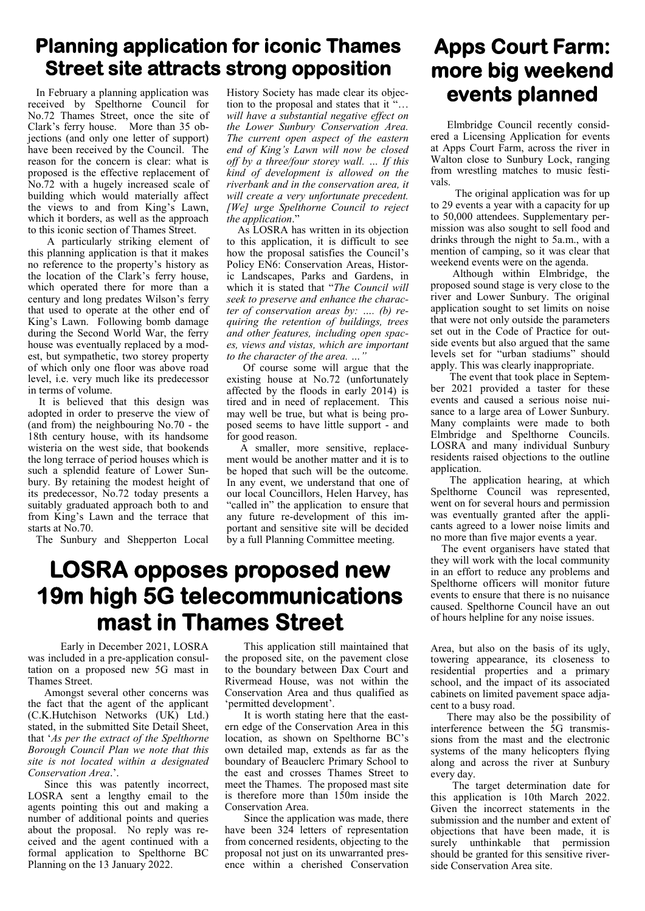# Planning application for iconic Thames Street site attracts strong opposition

In February a planning application was received by Spelthorne Council for No.72 Thames Street, once the site of Clark's ferry house. More than 35 objections (and only one letter of support) have been received by the Council. The reason for the concern is clear: what is proposed is the effective replacement of No.72 with a hugely increased scale of building which would materially affect the views to and from King's Lawn, which it borders, as well as the approach to this iconic section of Thames Street.

A particularly striking element of this planning application is that it makes no reference to the property's history as the location of the Clark's ferry house, which operated there for more than a century and long predates Wilson's ferry that used to operate at the other end of King's Lawn. Following bomb damage during the Second World War, the ferry house was eventually replaced by a modest, but sympathetic, two storey property of which only one floor was above road level, i.e. very much like its predecessor in terms of volume.

It is believed that this design was adopted in order to preserve the view of (and from) the neighbouring No.70 - the 18th century house, with its handsome wisteria on the west side, that bookends the long terrace of period houses which is such a splendid feature of Lower Sunbury. By retaining the modest height of its predecessor, No.72 today presents a suitably graduated approach both to and from King's Lawn and the terrace that starts at No.70.

The Sunbury and Shepperton Local History Society has made clear its objection to the proposal and states that it "*… will have a substantial negative effect on the Lower Sunbury Conservation Area. The current open aspect of the eastern end of King's Lawn will now be closed off by a three/four storey wall. … If this kind of development is allowed on the riverbank and in the conservation area, it will create a very unfortunate precedent. [We] urge Spelthorne Council to reject the application*."

As LOSRA has written in its objection to this application, it is difficult to see how the proposal satisfies the Council's Policy EN6: Conservation Areas, Historic Landscapes, Parks and Gardens, in which it is stated that "*The Council will seek to preserve and enhance the character of conservation areas by: …. (b) requiring the retention of buildings, trees and other features, including open spaces, views and vistas, which are important to the character of the area. …*"

Of course some will argue that the existing house at No.72 (unfortunately affected by the floods in early 2014) is tired and in need of replacement. This may well be true, but what is being proposed seems to have little support - and for good reason.

A smaller, more sensitive, replacement would be another matter and it is to be hoped that such will be the outcome. In any event, we understand that one of our local Councillors, Helen Harvey, has "called in" the application to ensure that any future re-development of this important and sensitive site will be decided by a full Planning Committee meeting.

# Apps Court Farm: more big weekend events planned

Elmbridge Council recently considered a Licensing Application for events at Apps Court Farm, across the river in Walton close to Sunbury Lock, ranging from wrestling matches to music festivals.

The original application was for up to 29 events a year with a capacity for up to 50,000 attendees. Supplementary permission was also sought to sell food and drinks through the night to 5a.m., with a mention of camping, so it was clear that weekend events were on the agenda.

Although within Elmbridge, the proposed sound stage is very close to the river and Lower Sunbury. The original application sought to set limits on noise that were not only outside the parameters set out in the Code of Practice for outside events but also argued that the same levels set for "urban stadiums" should apply. This was clearly inappropriate.

The event that took place in September 2021 provided a taster for these events and caused a serious noise nuisance to a large area of Lower Sunbury. Many complaints were made to both Elmbridge and Spelthorne Councils. LOSRA and many individual Sunbury residents raised objections to the outline application.

The application hearing, at which Spelthorne Council was represented, went on for several hours and permission was eventually granted after the applicants agreed to a lower noise limits and no more than five major events a year.

The event organisers have stated that they will work with the local community in an effort to reduce any problems and Spelthorne officers will monitor future events to ensure that there is no nuisance caused. Spelthorne Council have an out of hours helpline for any noise issues.

# LOSRA opposes proposed new 19m high 5G telecommunications mast in Thames Street

Early in December 2021, LOSRA was included in a pre-application consultation on a proposed new 5G mast in Thames Street.

Amongst several other concerns was the fact that the agent of the applicant (C.K.Hutchison Networks (UK) Ltd.) stated, in the submitted Site Detail Sheet, that '*As per the extract of the Spelthorne Borough Council Plan we note that this site is not located within a designated Conservation Area*.'.

Since this was patently incorrect, LOSRA sent a lengthy email to the agents pointing this out and making a number of additional points and queries about the proposal. No reply was received and the agent continued with a formal application to Spelthorne BC Planning on the 13 January 2022.

This application still maintained that the proposed site, on the pavement close to the boundary between Dax Court and Rivermead House, was not within the Conservation Area and thus qualified as 'permitted development'.

It is worth stating here that the eastern edge of the Conservation Area in this location, as shown on Spelthorne BC's own detailed map, extends as far as the boundary of Beauclerc Primary School to the east and crosses Thames Street to meet the Thames. The proposed mast site is therefore more than 150m inside the Conservation Area.

Since the application was made, there have been 324 letters of representation from concerned residents, objecting to the proposal not just on its unwarranted presence within a cherished Conservation Area, but also on the basis of its ugly, towering appearance, its closeness to residential properties and a primary school, and the impact of its associated cabinets on limited pavement space adjacent to a busy road.

There may also be the possibility of interference between the 5G transmissions from the mast and the electronic systems of the many helicopters flying along and across the river at Sunbury every day.

The target determination date for this application is 10th March 2022. Given the incorrect statements in the submission and the number and extent of objections that have been made, it is surely unthinkable that permission should be granted for this sensitive riverside Conservation Area site.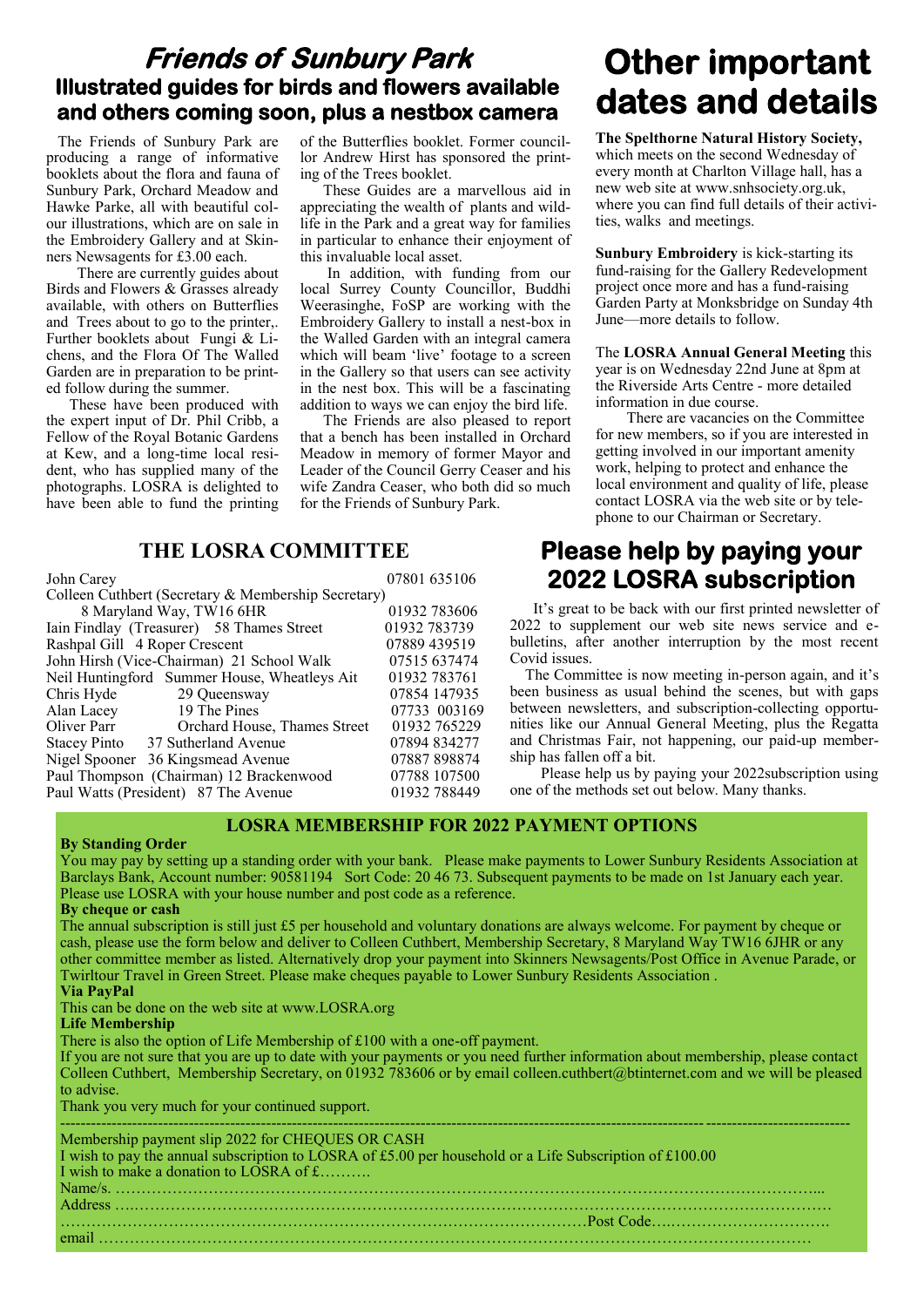## *Friends of Sunbury Park*

### Illustrated guides for birds and flowers available and others coming soon, plus a nestbox camera

The Friends of Sunbury Park are producing a range of informative booklets about the flora and fauna of Sunbury Park, Orchard Meadow and Hawke Parke, all with beautiful colour illustrations, which are on sale in the Embroidery Gallery and at Skinners Newsagents for £3.00 each.

There are currently guides about Birds and Flowers & Grasses already available, with others on Butterflies and Trees about to go to the printer,. Further booklets about Fungi & Lichens, and the Flora Of The Walled Garden are in preparation to be printed follow during the summer.

These have been produced with the expert input of Dr. Phil Cribb, a Fellow of the Royal Botanic Gardens at Kew, and a long-time local resident, who has supplied many of the photographs. LOSRA is delighted to have been able to fund the printing of the Butterflies booklet. Former councillor Andrew Hirst has sponsored the printing of the Trees booklet.

These Guides are a marvellous aid in appreciating the wealth of plants and wildlife in the Park and a great way for families in particular to enhance their enjoyment of this invaluable local asset.

In addition, with funding from our local Surrey County Councillor, Buddhi Weerasinghe, FoSP are working with the Embroidery Gallery to install a nest-box in the Walled Garden with an integral camera which will beam 'live' footage to a screen in the Gallery so that users can see activity in the nest box. This will be a fascinating addition to ways we can enjoy the bird life.

The Friends are also pleased to report that a bench has been installed in Orchard Meadow in memory of former Mayor and Leader of the Council Gerry Ceaser and his wife Zandra Ceaser, who both did so much for the Friends of Sunbury Park.

## THE LOSRA COMMITTEE

| | |
|---|---|
| John Carey | 07801 635106 |
| Colleen Cuthbert (Secretary & Membership Secretary) 8 Maryland Way, TW16 6HR | 01932 783606 |
| Iain Findlay (Treasurer) 58 Thames Street | 01932 783739 |
| Rashpal Gill 4 Roper Crescent | 07889 439519 |
| John Hirsh (Vice-Chairman) 21 School Walk | 07515 637474 |
| Neil Huntingford Summer House, Wheatleys Ait | 01932 783761 |
| Chris Hyde 29 Queensway | 07854 147935 |
| Alan Lacey 19 The Pines | 07733 003169 |
| Oliver Parr Orchard House, Thames Street | 01932 765229 |
| Stacey Pinto 37 Sutherland Avenue | 07894 834277 |
| Nigel Spooner 36 Kingsmead Avenue | 07887 898874 |
| Paul Thompson (Chairman) 12 Brackenwood | 07788 107500 |
| Paul Watts (President) 87 The Avenue | 01932 788449 |

# Other important dates and details

**The Spelthorne Natural History Society,** which meets on the second Wednesday of every month at Charlton Village hall, has a new web site at www.snhsociety.org.uk, where you can find full details of their activities, walks and meetings.

**Sunbury Embroidery** is kick-starting its fund-raising for the Gallery Redevelopment project once more and has a fund-raising Garden Party at Monksbridge on Sunday 4th June—more details to follow.

The **LOSRA Annual General Meeting** this year is on Wednesday 22nd June at 8pm at the Riverside Arts Centre - more detailed information in due course.

There are vacancies on the Committee for new members, so if you are interested in getting involved in our important amenity work, helping to protect and enhance the local environment and quality of life, please contact LOSRA via the web site or by telephone to our Chairman or Secretary.

## Please help by paying your 2022 LOSRA subscription

It's great to be back with our first printed newsletter of 2022 to supplement our web site news service and e-bulletins, after another interruption by the most recent Covid issues.

The Committee is now meeting in-person again, and it's been business as usual behind the scenes, but with gaps between newsletters, and subscription-collecting opportunities like our Annual General Meeting, plus the Regatta and Christmas Fair, not happening, our paid-up membership has fallen off a bit.

Please help us by paying your 2022subscription using one of the methods set out below. Many thanks.

### LOSRA MEMBERSHIP FOR 2022 PAYMENT OPTIONS

**By Standing Order**

You may pay by setting up a standing order with your bank. Please make payments to Lower Sunbury Residents Association at Barclays Bank, Account number: 90581194 Sort Code: 20 46 73. Subsequent payments to be made on 1st January each year. Please use LOSRA with your house number and post code as a reference.

**By cheque or cash**

The annual subscription is still just £5 per household and voluntary donations are always welcome. For payment by cheque or cash, please use the form below and deliver to Colleen Cuthbert, Membership Secretary, 8 Maryland Way TW16 6JHR or any other committee member as listed. Alternatively drop your payment into Skinners Newsagents/Post Office in Avenue Parade, or Twirltour Travel in Green Street. Please make cheques payable to Lower Sunbury Residents Association .

**Via PayPal**

This can be done on the web site at www.LOSRA.org

**Life Membership**

There is also the option of Life Membership of £100 with a one-off payment.

If you are not sure that you are up to date with your payments or you need further information about membership, please contact Colleen Cuthbert, Membership Secretary, on 01932 783606 or by email colleen.cuthbert@btinternet.com and we will be pleased to advise.

Thank you very much for your continued support.

---

Membership payment slip 2022 for CHEQUES OR CASH

I wish to pay the annual subscription to LOSRA of £5.00 per household or a Life Subscription of £100.00

I wish to make a donation to LOSRA of £……….

Name/s. ………………………………………………………………………………………………………………...

Address ….…………………………………………………………………………………………………………….

………………………………………………………………………………………………Post Code…..………………………….

email ………………………………………………………………………………………………………………